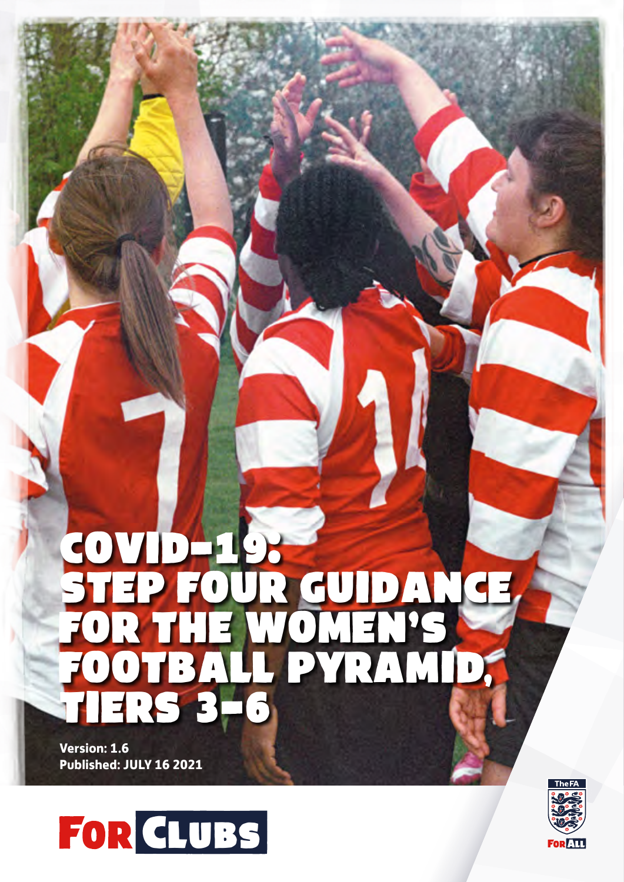# COVID-19: STEP FOUR GUIDANCE FOR THE WOMEN'S FOOTBALL PYRAMID, TIERS 3-6

**Version: 1.6**
**Published: JULY 16 2021**

FOR CLUBS

The FA
FOR ALL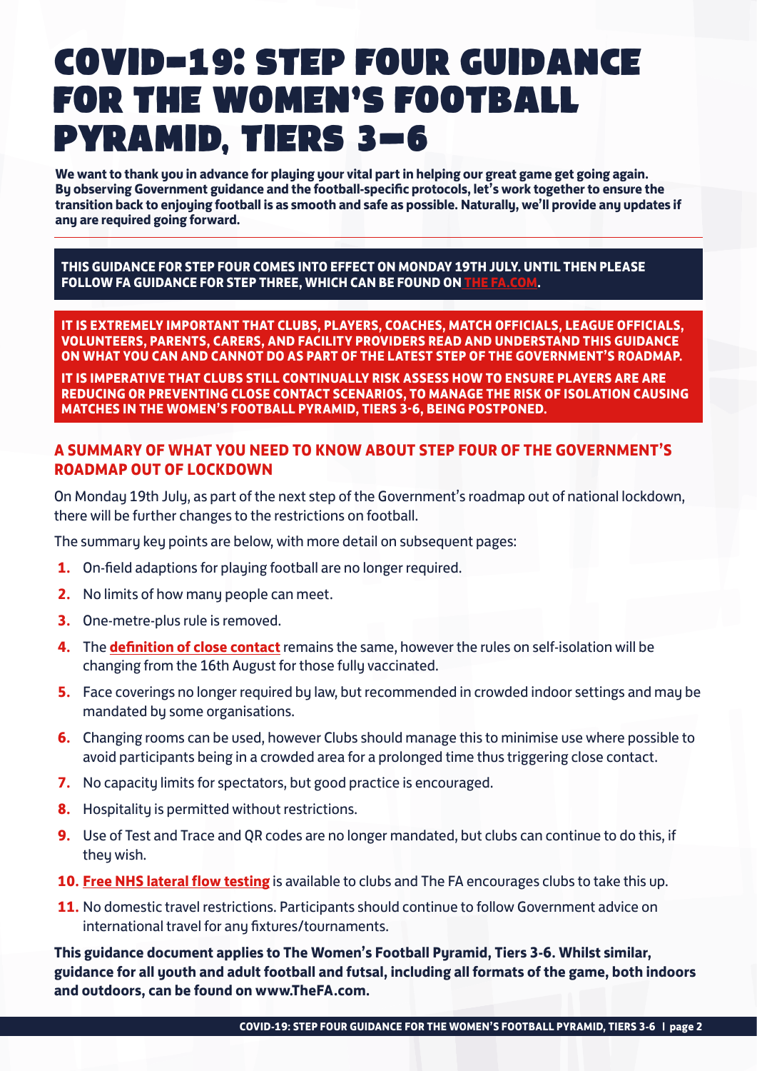# COVID-19: STEP FOUR GUIDANCE FOR THE WOMEN'S FOOTBALL PYRAMID, TIERS 3–6

**We want to thank you in advance for playing your vital part in helping our great game get going again. By observing Government guidance and the football-specific protocols, let's work together to ensure the transition back to enjoying football is as smooth and safe as possible. Naturally, we'll provide any updates if any are required going forward.**

**THIS GUIDANCE FOR STEP FOUR COMES INTO EFFECT ON MONDAY 19TH JULY. UNTIL THEN PLEASE FOLLOW FA GUIDANCE FOR STEP THREE, WHICH CAN BE FOUND ON THE FA.COM.**

**IT IS EXTREMELY IMPORTANT THAT CLUBS, PLAYERS, COACHES, MATCH OFFICIALS, LEAGUE OFFICIALS, VOLUNTEERS, PARENTS, CARERS, AND FACILITY PROVIDERS READ AND UNDERSTAND THIS GUIDANCE ON WHAT YOU CAN AND CANNOT DO AS PART OF THE LATEST STEP OF THE GOVERNMENT'S ROADMAP.**

**IT IS IMPERATIVE THAT CLUBS STILL CONTINUALLY RISK ASSESS HOW TO ENSURE PLAYERS ARE ARE REDUCING OR PREVENTING CLOSE CONTACT SCENARIOS, TO MANAGE THE RISK OF ISOLATION CAUSING MATCHES IN THE WOMEN'S FOOTBALL PYRAMID, TIERS 3-6, BEING POSTPONED.**

## A SUMMARY OF WHAT YOU NEED TO KNOW ABOUT STEP FOUR OF THE GOVERNMENT'S ROADMAP OUT OF LOCKDOWN

On Monday 19th July, as part of the next step of the Government's roadmap out of national lockdown, there will be further changes to the restrictions on football.

The summary key points are below, with more detail on subsequent pages:

1. On-field adaptions for playing football are no longer required.
2. No limits of how many people can meet.
3. One-metre-plus rule is removed.
4. The **definition of close contact** remains the same, however the rules on self-isolation will be changing from the 16th August for those fully vaccinated.
5. Face coverings no longer required by law, but recommended in crowded indoor settings and may be mandated by some organisations.
6. Changing rooms can be used, however Clubs should manage this to minimise use where possible to avoid participants being in a crowded area for a prolonged time thus triggering close contact.
7. No capacity limits for spectators, but good practice is encouraged.
8. Hospitality is permitted without restrictions.
9. Use of Test and Trace and QR codes are no longer mandated, but clubs can continue to do this, if they wish.
10. **Free NHS lateral flow testing** is available to clubs and The FA encourages clubs to take this up.
11. No domestic travel restrictions. Participants should continue to follow Government advice on international travel for any fixtures/tournaments.

**This guidance document applies to The Women's Football Pyramid, Tiers 3-6. Whilst similar, guidance for all youth and adult football and futsal, including all formats of the game, both indoors and outdoors, can be found on www.TheFA.com.**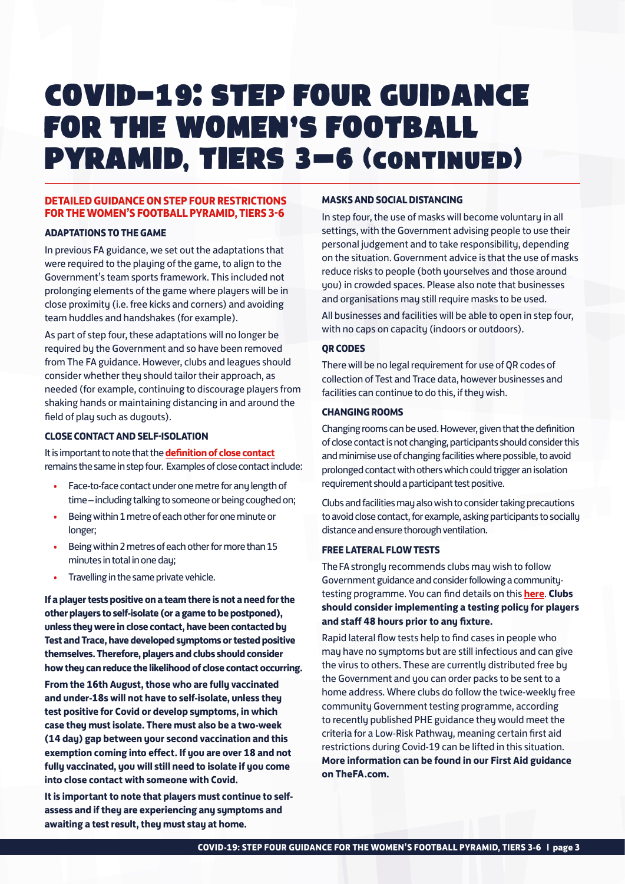# COVID-19: STEP FOUR GUIDANCE FOR THE WOMEN'S FOOTBALL PYRAMID, TIERS 3–6 (CONTINUED)

## DETAILED GUIDANCE ON STEP FOUR RESTRICTIONS FOR THE WOMEN'S FOOTBALL PYRAMID, TIERS 3-6

### ADAPTATIONS TO THE GAME

In previous FA guidance, we set out the adaptations that were required to the playing of the game, to align to the Government's team sports framework. This included not prolonging elements of the game where players will be in close proximity (i.e. free kicks and corners) and avoiding team huddles and handshakes (for example).

As part of step four, these adaptations will no longer be required by the Government and so have been removed from The FA guidance. However, clubs and leagues should consider whether they should tailor their approach, as needed (for example, continuing to discourage players from shaking hands or maintaining distancing in and around the field of play such as dugouts).

### CLOSE CONTACT AND SELF-ISOLATION

It is important to note that the **definition of close contact** remains the same in step four. Examples of close contact include:

- Face-to-face contact under one metre for any length of time – including talking to someone or being coughed on;
- Being within 1 metre of each other for one minute or longer;
- Being within 2 metres of each other for more than 15 minutes in total in one day;
- Travelling in the same private vehicle.

**If a player tests positive on a team there is not a need for the other players to self-isolate (or a game to be postponed), unless they were in close contact, have been contacted by Test and Trace, have developed symptoms or tested positive themselves. Therefore, players and clubs should consider how they can reduce the likelihood of close contact occurring.**

**From the 16th August, those who are fully vaccinated and under-18s will not have to self-isolate, unless they test positive for Covid or develop symptoms, in which case they must isolate. There must also be a two-week (14 day) gap between your second vaccination and this exemption coming into effect. If you are over 18 and not fully vaccinated, you will still need to isolate if you come into close contact with someone with Covid.**

**It is important to note that players must continue to self-assess and if they are experiencing any symptoms and awaiting a test result, they must stay at home.**

### MASKS AND SOCIAL DISTANCING

In step four, the use of masks will become voluntary in all settings, with the Government advising people to use their personal judgement and to take responsibility, depending on the situation. Government advice is that the use of masks reduce risks to people (both yourselves and those around you) in crowded spaces. Please also note that businesses and organisations may still require masks to be used.

All businesses and facilities will be able to open in step four, with no caps on capacity (indoors or outdoors).

### QR CODES

There will be no legal requirement for use of QR codes of collection of Test and Trace data, however businesses and facilities can continue to do this, if they wish.

### CHANGING ROOMS

Changing rooms can be used. However, given that the definition of close contact is not changing, participants should consider this and minimise use of changing facilities where possible, to avoid prolonged contact with others which could trigger an isolation requirement should a participant test positive.

Clubs and facilities may also wish to consider taking precautions to avoid close contact, for example, asking participants to socially distance and ensure thorough ventilation.

### FREE LATERAL FLOW TESTS

The FA strongly recommends clubs may wish to follow Government guidance and consider following a community-testing programme. You can find details on this **here**. **Clubs should consider implementing a testing policy for players and staff 48 hours prior to any fixture.**

Rapid lateral flow tests help to find cases in people who may have no symptoms but are still infectious and can give the virus to others. These are currently distributed free by the Government and you can order packs to be sent to a home address. Where clubs do follow the twice-weekly free community Government testing programme, according to recently published PHE guidance they would meet the criteria for a Low-Risk Pathway, meaning certain first aid restrictions during Covid-19 can be lifted in this situation. **More information can be found in our First Aid guidance on TheFA.com.**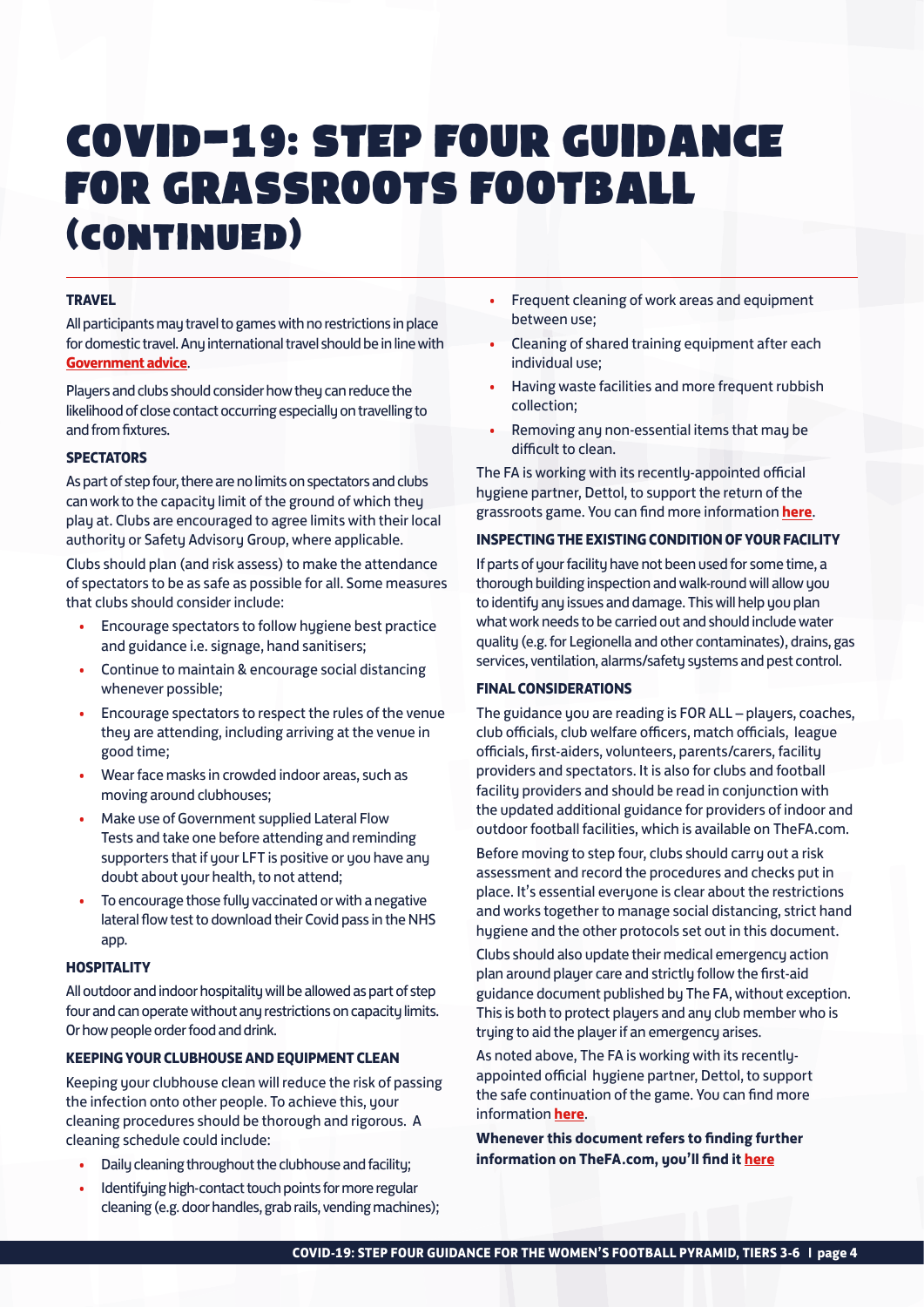# COVID-19: STEP FOUR GUIDANCE FOR GRASSROOTS FOOTBALL (CONTINUED)

### TRAVEL

All participants may travel to games with no restrictions in place for domestic travel. Any international travel should be in line with **Government advice**.

Players and clubs should consider how they can reduce the likelihood of close contact occurring especially on travelling to and from fixtures.

### SPECTATORS

As part of step four, there are no limits on spectators and clubs can work to the capacity limit of the ground of which they play at. Clubs are encouraged to agree limits with their local authority or Safety Advisory Group, where applicable.

Clubs should plan (and risk assess) to make the attendance of spectators to be as safe as possible for all. Some measures that clubs should consider include:

- Encourage spectators to follow hygiene best practice and guidance i.e. signage, hand sanitisers;
- Continue to maintain & encourage social distancing whenever possible;
- Encourage spectators to respect the rules of the venue they are attending, including arriving at the venue in good time;
- Wear face masks in crowded indoor areas, such as moving around clubhouses;
- Make use of Government supplied Lateral Flow Tests and take one before attending and reminding supporters that if your LFT is positive or you have any doubt about your health, to not attend;
- To encourage those fully vaccinated or with a negative lateral flow test to download their Covid pass in the NHS app.

### HOSPITALITY

All outdoor and indoor hospitality will be allowed as part of step four and can operate without any restrictions on capacity limits. Or how people order food and drink.

### KEEPING YOUR CLUBHOUSE AND EQUIPMENT CLEAN

Keeping your clubhouse clean will reduce the risk of passing the infection onto other people. To achieve this, your cleaning procedures should be thorough and rigorous. A cleaning schedule could include:

- Daily cleaning throughout the clubhouse and facility;
- Identifying high-contact touch points for more regular cleaning (e.g. door handles, grab rails, vending machines);
- Frequent cleaning of work areas and equipment between use;
- Cleaning of shared training equipment after each individual use;
- Having waste facilities and more frequent rubbish collection;
- Removing any non-essential items that may be difficult to clean.

The FA is working with its recently-appointed official hygiene partner, Dettol, to support the return of the grassroots game. You can find more information **here**.

### INSPECTING THE EXISTING CONDITION OF YOUR FACILITY

If parts of your facility have not been used for some time, a thorough building inspection and walk-round will allow you to identify any issues and damage. This will help you plan what work needs to be carried out and should include water quality (e.g. for Legionella and other contaminates), drains, gas services, ventilation, alarms/safety systems and pest control.

### FINAL CONSIDERATIONS

The guidance you are reading is FOR ALL – players, coaches, club officials, club welfare officers, match officials, league officials, first-aiders, volunteers, parents/carers, facility providers and spectators. It is also for clubs and football facility providers and should be read in conjunction with the updated additional guidance for providers of indoor and outdoor football facilities, which is available on TheFA.com.

Before moving to step four, clubs should carry out a risk assessment and record the procedures and checks put in place. It's essential everyone is clear about the restrictions and works together to manage social distancing, strict hand hygiene and the other protocols set out in this document.

Clubs should also update their medical emergency action plan around player care and strictly follow the first-aid guidance document published by The FA, without exception. This is both to protect players and any club member who is trying to aid the player if an emergency arises.

As noted above, The FA is working with its recently-appointed official hygiene partner, Dettol, to support the safe continuation of the game. You can find more information **here**.

**Whenever this document refers to finding further information on TheFA.com, you'll find it here**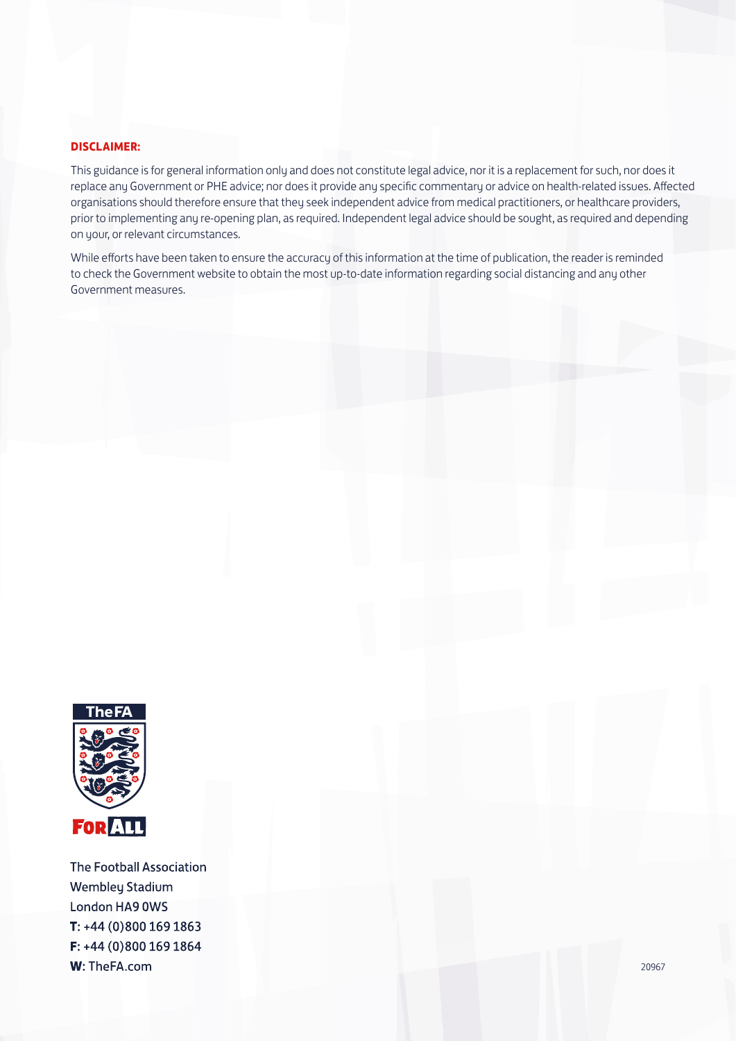**DISCLAIMER:**

This guidance is for general information only and does not constitute legal advice, nor it is a replacement for such, nor does it replace any Government or PHE advice; nor does it provide any specific commentary or advice on health-related issues. Affected organisations should therefore ensure that they seek independent advice from medical practitioners, or healthcare providers, prior to implementing any re-opening plan, as required. Independent legal advice should be sought, as required and depending on your, or relevant circumstances.

While efforts have been taken to ensure the accuracy of this information at the time of publication, the reader is reminded to check the Government website to obtain the most up-to-date information regarding social distancing and any other Government measures.

The FA

FOR ALL

The Football Association
Wembley Stadium
London HA9 0WS
**T**: +44 (0)800 169 1863
**F**: +44 (0)800 169 1864
**W**: TheFA.com

20967